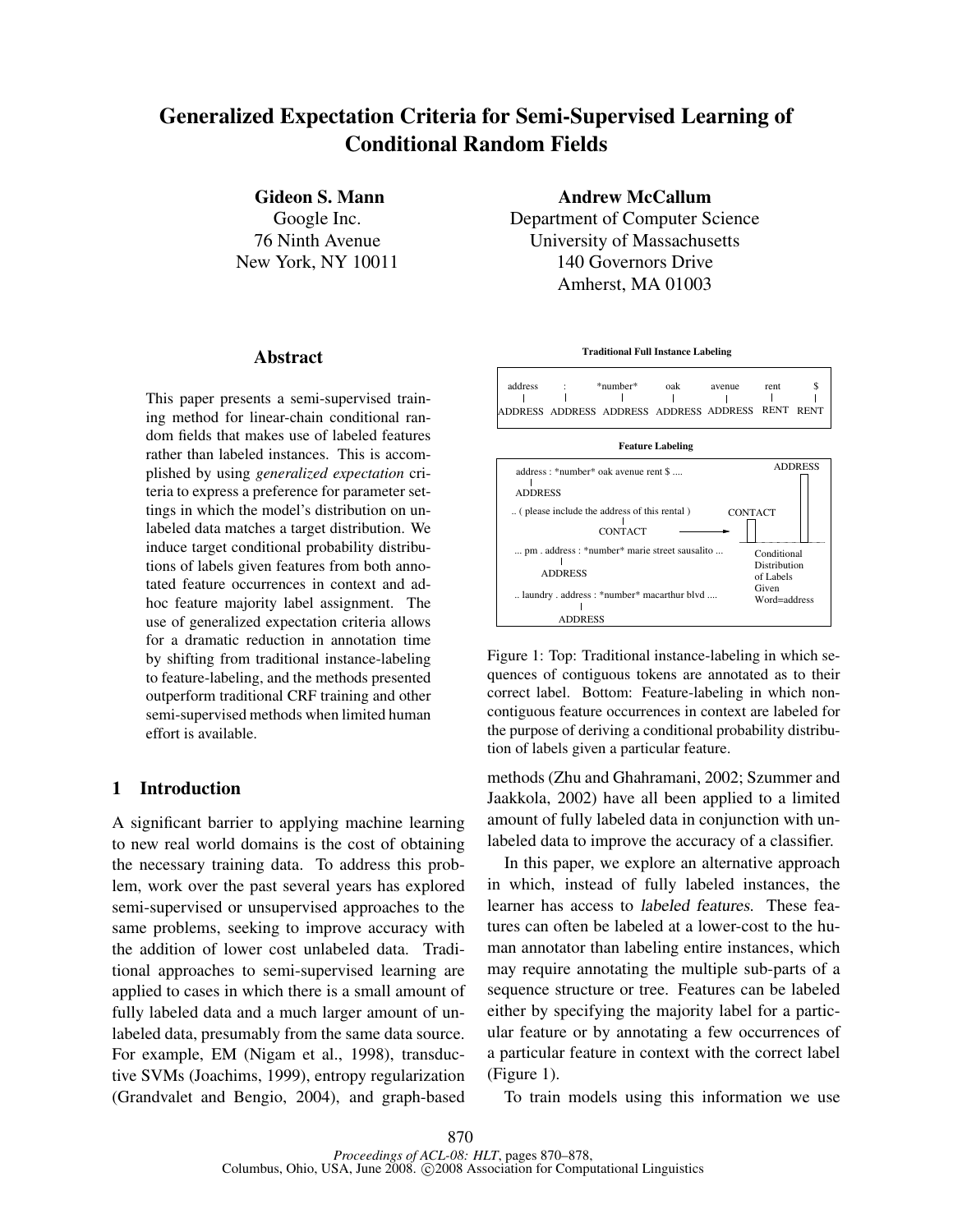# Generalized Expectation Criteria for Semi-Supervised Learning of Conditional Random Fields

**Gideon S. Mann**
Google Inc.
76 Ninth Avenue
New York, NY 10011

**Andrew McCallum**
Department of Computer Science
University of Massachusetts
140 Governors Drive
Amherst, MA 01003

## Abstract

This paper presents a semi-supervised training method for linear-chain conditional random fields that makes use of labeled features rather than labeled instances. This is accomplished by using *generalized expectation* criteria to express a preference for parameter settings in which the model's distribution on unlabeled data matches a target distribution. We induce target conditional probability distributions of labels given features from both annotated feature occurrences in context and adhoc feature majority label assignment. The use of generalized expectation criteria allows for a dramatic reduction in annotation time by shifting from traditional instance-labeling to feature-labeling, and the methods presented outperform traditional CRF training and other semi-supervised methods when limited human effort is available.

## 1 Introduction

A significant barrier to applying machine learning to new real world domains is the cost of obtaining the necessary training data. To address this problem, work over the past several years has explored semi-supervised or unsupervised approaches to the same problems, seeking to improve accuracy with the addition of lower cost unlabeled data. Traditional approaches to semi-supervised learning are applied to cases in which there is a small amount of fully labeled data and a much larger amount of unlabeled data, presumably from the same data source. For example, EM (Nigam et al., 1998), transductive SVMs (Joachims, 1999), entropy regularization (Grandvalet and Bengio, 2004), and graph-based methods (Zhu and Ghahramani, 2002; Szummer and Jaakkola, 2002) have all been applied to a limited amount of fully labeled data in conjunction with unlabeled data to improve the accuracy of a classifier.

**Traditional Full Instance Labeling**

| address | : | \*number\* | oak | avenue | rent | $ |
|---|---|---|---|---|---|---|
| ADDRESS | ADDRESS | ADDRESS | ADDRESS | ADDRESS | RENT | RENT |

**Feature Labeling**

address : \*number\* oak avenue rent $ .... → ADDRESS

.. ( please include the address of this rental ) → CONTACT

... pm . address : \*number\* marie street sausalito ... → ADDRESS

.. laundry . address : \*number\* macarthur blvd .... → ADDRESS

[Bar chart: Conditional Distribution of Labels Given Word=address — CONTACT (small), ADDRESS (large)]

Figure 1: Top: Traditional instance-labeling in which sequences of contiguous tokens are annotated as to their correct label. Bottom: Feature-labeling in which non-contiguous feature occurrences in context are labeled for the purpose of deriving a conditional probability distribution of labels given a particular feature.

In this paper, we explore an alternative approach in which, instead of fully labeled instances, the learner has access to *labeled features*. These features can often be labeled at a lower-cost to the human annotator than labeling entire instances, which may require annotating the multiple sub-parts of a sequence structure or tree. Features can be labeled either by specifying the majority label for a particular feature or by annotating a few occurrences of a particular feature in context with the correct label (Figure 1).

To train models using this information we use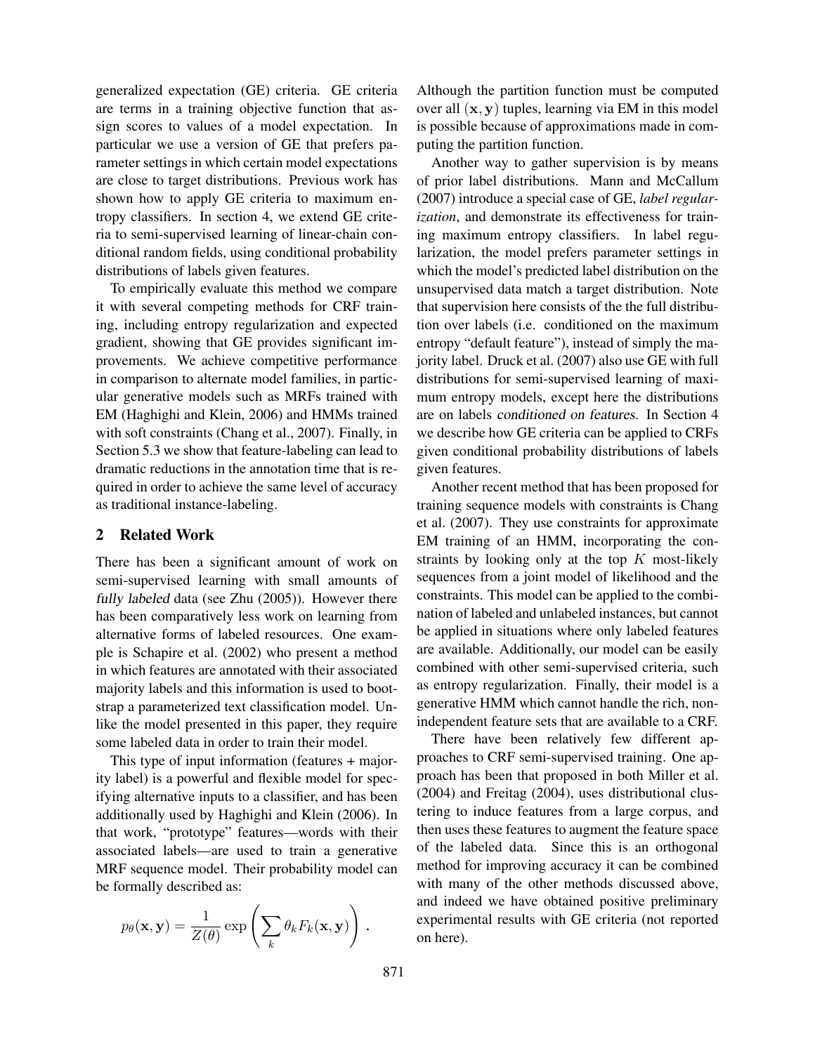generalized expectation (GE) criteria. GE criteria are terms in a training objective function that assign scores to values of a model expectation. In particular we use a version of GE that prefers parameter settings in which certain model expectations are close to target distributions. Previous work has shown how to apply GE criteria to maximum entropy classifiers. In section 4, we extend GE criteria to semi-supervised learning of linear-chain conditional random fields, using conditional probability distributions of labels given features.

To empirically evaluate this method we compare it with several competing methods for CRF training, including entropy regularization and expected gradient, showing that GE provides significant improvements. We achieve competitive performance in comparison to alternate model families, in particular generative models such as MRFs trained with EM (Haghighi and Klein, 2006) and HMMs trained with soft constraints (Chang et al., 2007). Finally, in Section 5.3 we show that feature-labeling can lead to dramatic reductions in the annotation time that is required in order to achieve the same level of accuracy as traditional instance-labeling.

## 2 Related Work

There has been a significant amount of work on semi-supervised learning with small amounts of *fully labeled* data (see Zhu (2005)). However there has been comparatively less work on learning from alternative forms of labeled resources. One example is Schapire et al. (2002) who present a method in which features are annotated with their associated majority labels and this information is used to bootstrap a parameterized text classification model. Unlike the model presented in this paper, they require some labeled data in order to train their model.

This type of input information (features + majority label) is a powerful and flexible model for specifying alternative inputs to a classifier, and has been additionally used by Haghighi and Klein (2006). In that work, "prototype" features—words with their associated labels—are used to train a generative MRF sequence model. Their probability model can be formally described as:

$$p_\theta(\mathbf{x}, \mathbf{y}) = \frac{1}{Z(\theta)} \exp\left(\sum_k \theta_k F_k(\mathbf{x}, \mathbf{y})\right).$$

Although the partition function must be computed over all $(\mathbf{x}, \mathbf{y})$ tuples, learning via EM in this model is possible because of approximations made in computing the partition function.

Another way to gather supervision is by means of prior label distributions. Mann and McCallum (2007) introduce a special case of GE, *label regularization*, and demonstrate its effectiveness for training maximum entropy classifiers. In label regularization, the model prefers parameter settings in which the model's predicted label distribution on the unsupervised data match a target distribution. Note that supervision here consists of the the full distribution over labels (i.e. conditioned on the maximum entropy "default feature"), instead of simply the majority label. Druck et al. (2007) also use GE with full distributions for semi-supervised learning of maximum entropy models, except here the distributions are on labels *conditioned on features*. In Section 4 we describe how GE criteria can be applied to CRFs given conditional probability distributions of labels given features.

Another recent method that has been proposed for training sequence models with constraints is Chang et al. (2007). They use constraints for approximate EM training of an HMM, incorporating the constraints by looking only at the top $K$ most-likely sequences from a joint model of likelihood and the constraints. This model can be applied to the combination of labeled and unlabeled instances, but cannot be applied in situations where only labeled features are available. Additionally, our model can be easily combined with other semi-supervised criteria, such as entropy regularization. Finally, their model is a generative HMM which cannot handle the rich, non-independent feature sets that are available to a CRF.

There have been relatively few different approaches to CRF semi-supervised training. One approach has been that proposed in both Miller et al. (2004) and Freitag (2004), uses distributional clustering to induce features from a large corpus, and then uses these features to augment the feature space of the labeled data. Since this is an orthogonal method for improving accuracy it can be combined with many of the other methods discussed above, and indeed we have obtained positive preliminary experimental results with GE criteria (not reported on here).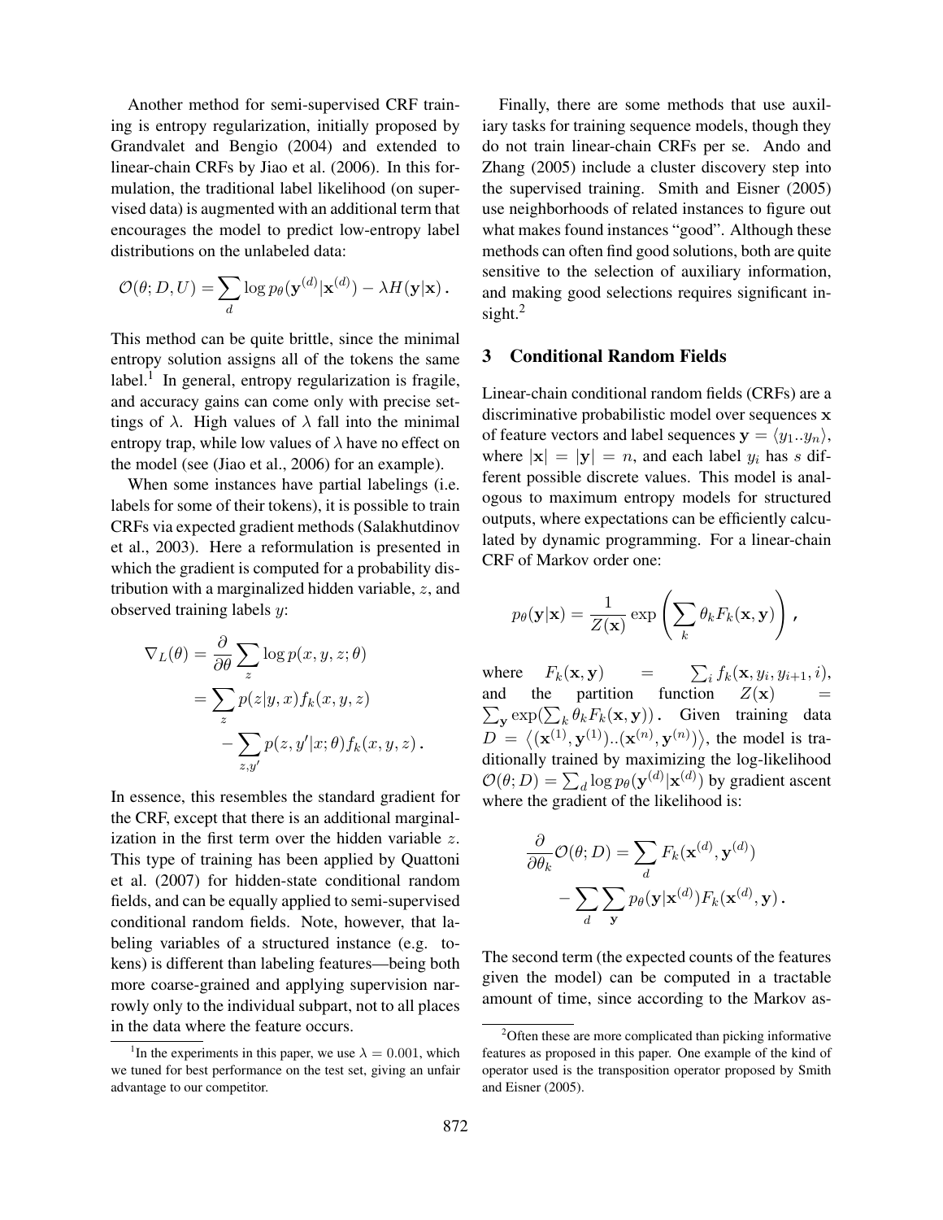Another method for semi-supervised CRF training is entropy regularization, initially proposed by Grandvalet and Bengio (2004) and extended to linear-chain CRFs by Jiao et al. (2006). In this formulation, the traditional label likelihood (on supervised data) is augmented with an additional term that encourages the model to predict low-entropy label distributions on the unlabeled data:

$$\mathcal{O}(\theta; D, U) = \sum_d \log p_\theta(\mathbf{y}^{(d)}|\mathbf{x}^{(d)}) - \lambda H(\mathbf{y}|\mathbf{x})\,.$$

This method can be quite brittle, since the minimal entropy solution assigns all of the tokens the same label.[1] In general, entropy regularization is fragile, and accuracy gains can come only with precise settings of $\lambda$. High values of $\lambda$ fall into the minimal entropy trap, while low values of $\lambda$ have no effect on the model (see (Jiao et al., 2006) for an example).

When some instances have partial labelings (i.e. labels for some of their tokens), it is possible to train CRFs via expected gradient methods (Salakhutdinov et al., 2003). Here a reformulation is presented in which the gradient is computed for a probability distribution with a marginalized hidden variable, $z$, and observed training labels $y$:

$$\begin{aligned}
\nabla_L(\theta) &= \frac{\partial}{\partial \theta} \sum_z \log p(x, y, z; \theta) \\
&= \sum_z p(z|y, x) f_k(x, y, z) \\
&\quad - \sum_{z, y'} p(z, y'|x; \theta) f_k(x, y, z)\,.
\end{aligned}$$

In essence, this resembles the standard gradient for the CRF, except that there is an additional marginalization in the first term over the hidden variable $z$. This type of training has been applied by Quattoni et al. (2007) for hidden-state conditional random fields, and can be equally applied to semi-supervised conditional random fields. Note, however, that labeling variables of a structured instance (e.g. tokens) is different than labeling features—being both more coarse-grained and applying supervision narrowly only to the individual subpart, not to all places in the data where the feature occurs.

Finally, there are some methods that use auxiliary tasks for training sequence models, though they do not train linear-chain CRFs per se. Ando and Zhang (2005) include a cluster discovery step into the supervised training. Smith and Eisner (2005) use neighborhoods of related instances to figure out what makes found instances "good". Although these methods can often find good solutions, both are quite sensitive to the selection of auxiliary information, and making good selections requires significant insight.[2]

## 3 Conditional Random Fields

Linear-chain conditional random fields (CRFs) are a discriminative probabilistic model over sequences $\mathbf{x}$ of feature vectors and label sequences $\mathbf{y} = \langle y_1..y_n \rangle$, where $|\mathbf{x}| = |\mathbf{y}| = n$, and each label $y_i$ has $s$ different possible discrete values. This model is analogous to maximum entropy models for structured outputs, where expectations can be efficiently calculated by dynamic programming. For a linear-chain CRF of Markov order one:

$$p_\theta(\mathbf{y}|\mathbf{x}) = \frac{1}{Z(\mathbf{x})} \exp\left(\sum_k \theta_k F_k(\mathbf{x}, \mathbf{y})\right),$$

where $F_k(\mathbf{x}, \mathbf{y}) = \sum_i f_k(\mathbf{x}, y_i, y_{i+1}, i)$, and the partition function $Z(\mathbf{x}) = \sum_{\mathbf{y}} \exp(\sum_k \theta_k F_k(\mathbf{x}, \mathbf{y}))$. Given training data $D = \langle (\mathbf{x}^{(1)}, \mathbf{y}^{(1)})..(\mathbf{x}^{(n)}, \mathbf{y}^{(n)}) \rangle$, the model is traditionally trained by maximizing the log-likelihood $\mathcal{O}(\theta; D) = \sum_d \log p_\theta(\mathbf{y}^{(d)}|\mathbf{x}^{(d)})$ by gradient ascent where the gradient of the likelihood is:

$$\begin{aligned}
\frac{\partial}{\partial \theta_k} \mathcal{O}(\theta; D) &= \sum_d F_k(\mathbf{x}^{(d)}, \mathbf{y}^{(d)}) \\
&\quad - \sum_d \sum_{\mathbf{y}} p_\theta(\mathbf{y}|\mathbf{x}^{(d)}) F_k(\mathbf{x}^{(d)}, \mathbf{y})\,.
\end{aligned}$$

The second term (the expected counts of the features given the model) can be computed in a tractable amount of time, since according to the Markov as-

[1] In the experiments in this paper, we use $\lambda = 0.001$, which we tuned for best performance on the test set, giving an unfair advantage to our competitor.

[2] Often these are more complicated than picking informative features as proposed in this paper. One example of the kind of operator used is the transposition operator proposed by Smith and Eisner (2005).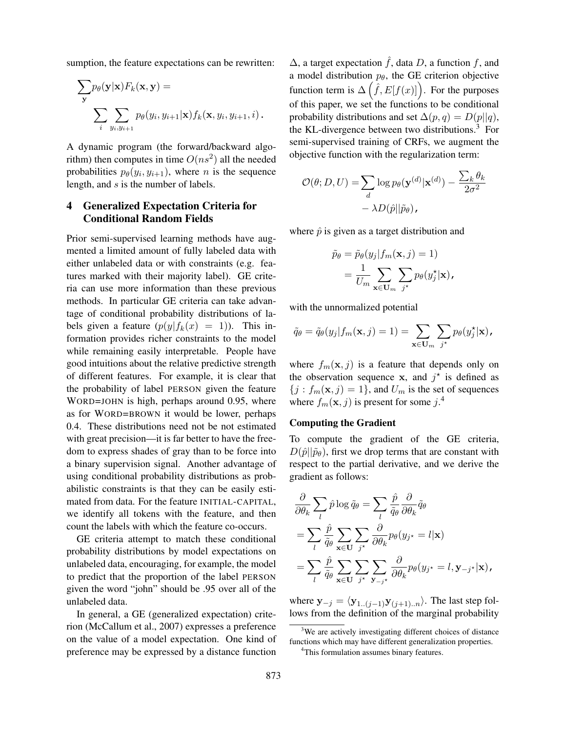sumption, the feature expectations can be rewritten:

$$\sum_{\mathbf{y}} p_\theta(\mathbf{y}|\mathbf{x}) F_k(\mathbf{x}, \mathbf{y}) = \sum_i \sum_{y_i, y_{i+1}} p_\theta(y_i, y_{i+1}|\mathbf{x}) f_k(\mathbf{x}, y_i, y_{i+1}, i)\,.$$

A dynamic program (the forward/backward algorithm) then computes in time $O(ns^2)$ all the needed probabilities $p_\theta(y_i, y_{i+1})$, where $n$ is the sequence length, and $s$ is the number of labels.

## 4 Generalized Expectation Criteria for Conditional Random Fields

Prior semi-supervised learning methods have augmented a limited amount of fully labeled data with either unlabeled data or with constraints (e.g. features marked with their majority label). GE criteria can use more information than these previous methods. In particular GE criteria can take advantage of conditional probability distributions of labels given a feature ($p(y|f_k(x) = 1)$). This information provides richer constraints to the model while remaining easily interpretable. People have good intuitions about the relative predictive strength of different features. For example, it is clear that the probability of label PERSON given the feature WORD=JOHN is high, perhaps around 0.95, where as for WORD=BROWN it would be lower, perhaps 0.4. These distributions need not be not estimated with great precision—it is far better to have the freedom to express shades of gray than to be force into a binary supervision signal. Another advantage of using conditional probability distributions as probabilistic constraints is that they can be easily estimated from data. For the feature INITIAL-CAPITAL, we identify all tokens with the feature, and then count the labels with which the feature co-occurs.

GE criteria attempt to match these conditional probability distributions by model expectations on unlabeled data, encouraging, for example, the model to predict that the proportion of the label PERSON given the word "john" should be .95 over all of the unlabeled data.

In general, a GE (generalized expectation) criterion (McCallum et al., 2007) expresses a preference on the value of a model expectation. One kind of preference may be expressed by a distance function $\Delta$, a target expectation $\hat{f}$, data $D$, a function $f$, and a model distribution $p_\theta$, the GE criterion objective function term is $\Delta\left(\hat{f}, E[f(x)]\right)$. For the purposes of this paper, we set the functions to be conditional probability distributions and set $\Delta(p, q) = D(p||q)$, the KL-divergence between two distributions.[3] For semi-supervised training of CRFs, we augment the objective function with the regularization term:

$$\mathcal{O}(\theta; D, U) = \sum_d \log p_\theta(\mathbf{y}^{(d)}|\mathbf{x}^{(d)}) - \frac{\sum_k \theta_k}{2\sigma^2} - \lambda D(\hat{p}||\tilde{p}_\theta),$$

where $\hat{p}$ is given as a target distribution and

$$\tilde{p}_\theta = \tilde{p}_\theta(y_j|f_m(\mathbf{x}, j) = 1) = \frac{1}{U_m} \sum_{\mathbf{x} \in \mathbf{U}_m} \sum_{j^\star} p_\theta(y^\star_j|\mathbf{x}),$$

with the unnormalized potential

$$\tilde{q}_\theta = \tilde{q}_\theta(y_j|f_m(\mathbf{x}, j) = 1) = \sum_{\mathbf{x} \in \mathbf{U}_m} \sum_{j^\star} p_\theta(y^\star_j|\mathbf{x}),$$

where $f_m(\mathbf{x}, j)$ is a feature that depends only on the observation sequence $\mathbf{x}$, and $j^\star$ is defined as $\{j : f_m(\mathbf{x}, j) = 1\}$, and $U_m$ is the set of sequences where $f_m(\mathbf{x}, j)$ is present for some $j$.[4]

**Computing the Gradient**

To compute the gradient of the GE criteria, $D(\hat{p}||\tilde{p}_\theta)$, first we drop terms that are constant with respect to the partial derivative, and we derive the gradient as follows:

$$\begin{aligned}
\frac{\partial}{\partial \theta_k} \sum_l \hat{p} \log \tilde{q}_\theta &= \sum_l \frac{\hat{p}}{\tilde{q}_\theta} \frac{\partial}{\partial \theta_k} \tilde{q}_\theta \\
&= \sum_l \frac{\hat{p}}{\tilde{q}_\theta} \sum_{\mathbf{x} \in \mathbf{U}} \sum_{j^\star} \frac{\partial}{\partial \theta_k} p_\theta(y_{j^\star} = l|\mathbf{x}) \\
&= \sum_l \frac{\hat{p}}{\tilde{q}_\theta} \sum_{\mathbf{x} \in \mathbf{U}} \sum_{j^\star} \sum_{\mathbf{y}_{-j^\star}} \frac{\partial}{\partial \theta_k} p_\theta(y_{j^\star} = l, \mathbf{y}_{-j^\star}|\mathbf{x}),
\end{aligned}$$

where $\mathbf{y}_{-j} = \langle \mathbf{y}_{1..(j-1)} \mathbf{y}_{(j+1)..n} \rangle$. The last step follows from the definition of the marginal probability

[3] We are actively investigating different choices of distance functions which may have different generalization properties.

[4] This formulation assumes binary features.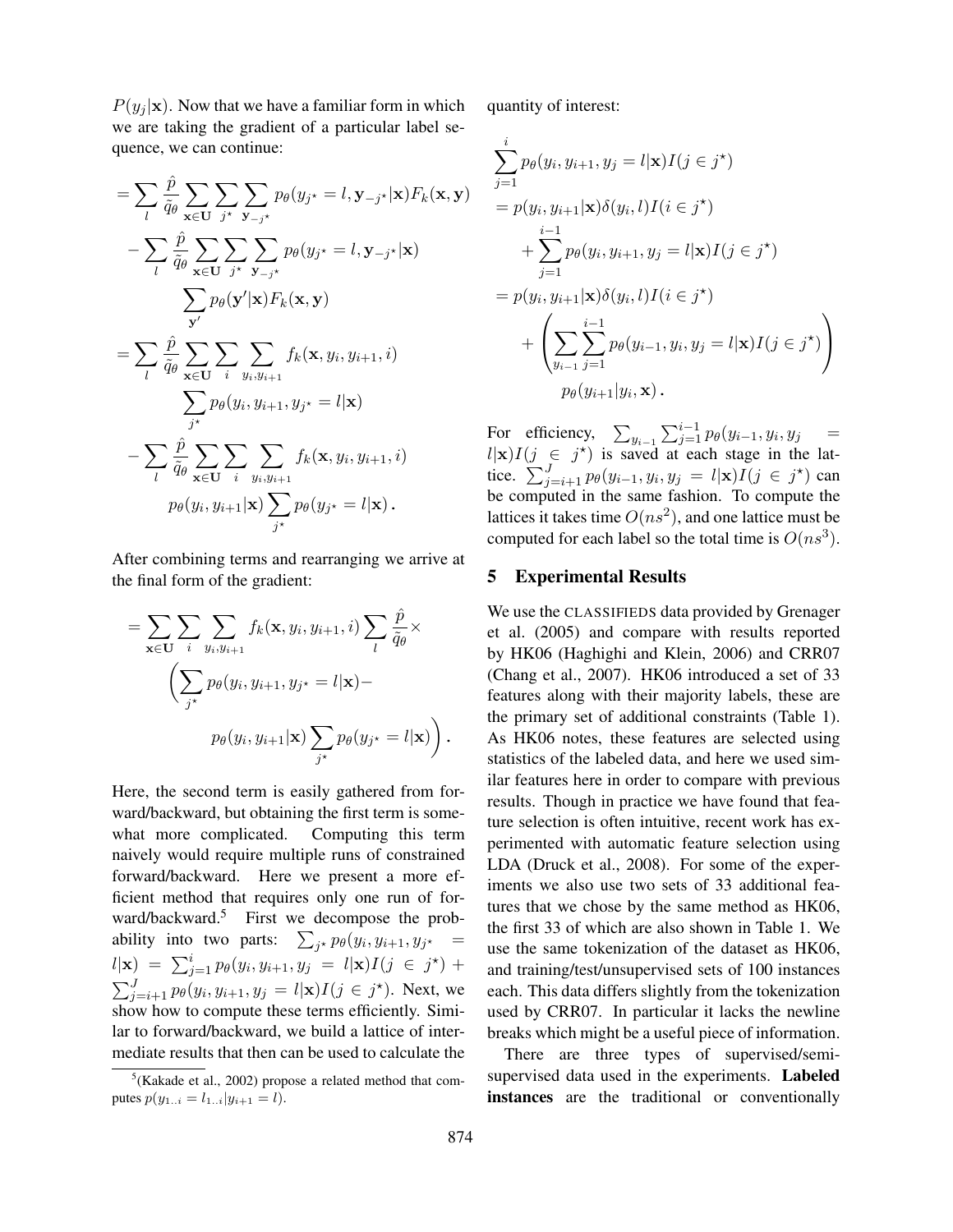$P(y_j|\mathbf{x})$. Now that we have a familiar form in which we are taking the gradient of a particular label sequence, we can continue:

$$
\begin{aligned}
&= \sum_l \frac{\hat{p}}{\tilde{q}_\theta} \sum_{\mathbf{x}\in\mathbf{U}} \sum_{j^\star} \sum_{\mathbf{y}_{-j^\star}} p_\theta(y_{j^\star} = l, \mathbf{y}_{-j^\star}|\mathbf{x}) F_k(\mathbf{x},\mathbf{y}) \\
&\quad - \sum_l \frac{\hat{p}}{\tilde{q}_\theta} \sum_{\mathbf{x}\in\mathbf{U}} \sum_{j^\star} \sum_{\mathbf{y}_{-j^\star}} p_\theta(y_{j^\star} = l, \mathbf{y}_{-j^\star}|\mathbf{x}) \\
&\qquad \sum_{\mathbf{y}'} p_\theta(\mathbf{y}'|\mathbf{x}) F_k(\mathbf{x},\mathbf{y}) \\
&= \sum_l \frac{\hat{p}}{\tilde{q}_\theta} \sum_{\mathbf{x}\in\mathbf{U}} \sum_i \sum_{y_i,y_{i+1}} f_k(\mathbf{x}, y_i, y_{i+1}, i) \\
&\qquad \sum_{j^\star} p_\theta(y_i, y_{i+1}, y_{j^\star} = l|\mathbf{x}) \\
&\quad - \sum_l \frac{\hat{p}}{\tilde{q}_\theta} \sum_{\mathbf{x}\in\mathbf{U}} \sum_i \sum_{y_i,y_{i+1}} f_k(\mathbf{x}, y_i, y_{i+1}, i) \\
&\qquad p_\theta(y_i, y_{i+1}|\mathbf{x}) \sum_{j^\star} p_\theta(y_{j^\star} = l|\mathbf{x}) \,.
\end{aligned}
$$

After combining terms and rearranging we arrive at the final form of the gradient:

$$
\begin{aligned}
&= \sum_{\mathbf{x}\in\mathbf{U}} \sum_i \sum_{y_i,y_{i+1}} f_k(\mathbf{x}, y_i, y_{i+1}, i) \sum_l \frac{\hat{p}}{\tilde{q}_\theta} \times \\
&\quad \Bigg( \sum_{j^\star} p_\theta(y_i, y_{i+1}, y_{j^\star} = l|\mathbf{x}) - \\
&\qquad p_\theta(y_i, y_{i+1}|\mathbf{x}) \sum_{j^\star} p_\theta(y_{j^\star} = l|\mathbf{x}) \Bigg) \,.
\end{aligned}
$$

Here, the second term is easily gathered from forward/backward, but obtaining the first term is somewhat more complicated. Computing this term naively would require multiple runs of constrained forward/backward. Here we present a more efficient method that requires only one run of forward/backward.[5] First we decompose the probability into two parts: $\sum_{j^\star} p_\theta(y_i, y_{i+1}, y_{j^\star} = l|\mathbf{x}) = \sum_{j=1}^{i} p_\theta(y_i, y_{i+1}, y_j = l|\mathbf{x}) I(j \in j^\star) + \sum_{j=i+1}^{J} p_\theta(y_i, y_{i+1}, y_j = l|\mathbf{x}) I(j \in j^\star)$. Next, we show how to compute these terms efficiently. Similar to forward/backward, we build a lattice of intermediate results that then can be used to calculate the quantity of interest:

$$
\begin{aligned}
&\sum_{j=1}^{i} p_\theta(y_i, y_{i+1}, y_j = l|\mathbf{x}) I(j \in j^\star) \\
&= p(y_i, y_{i+1}|\mathbf{x}) \delta(y_i, l) I(i \in j^\star) \\
&\quad + \sum_{j=1}^{i-1} p_\theta(y_i, y_{i+1}, y_j = l|\mathbf{x}) I(j \in j^\star) \\
&= p(y_i, y_{i+1}|\mathbf{x}) \delta(y_i, l) I(i \in j^\star) \\
&\quad + \left( \sum_{y_{i-1}} \sum_{j=1}^{i-1} p_\theta(y_{i-1}, y_i, y_j = l|\mathbf{x}) I(j \in j^\star) \right) \\
&\qquad p_\theta(y_{i+1}|y_i, \mathbf{x}) \,.
\end{aligned}
$$

For efficiency, $\sum_{y_{i-1}} \sum_{j=1}^{i-1} p_\theta(y_{i-1}, y_i, y_j = l|\mathbf{x}) I(j \in j^\star)$ is saved at each stage in the lattice. $\sum_{j=i+1}^{J} p_\theta(y_{i-1}, y_i, y_j = l|\mathbf{x}) I(j \in j^\star)$ can be computed in the same fashion. To compute the lattices it takes time $O(ns^2)$, and one lattice must be computed for each label so the total time is $O(ns^3)$.

[5] (Kakade et al., 2002) propose a related method that computes $p(y_{1..i} = l_{1..i}|y_{i+1} = l)$.

## 5 Experimental Results

We use the CLASSIFIEDS data provided by Grenager et al. (2005) and compare with results reported by HK06 (Haghighi and Klein, 2006) and CRR07 (Chang et al., 2007). HK06 introduced a set of 33 features along with their majority labels, these are the primary set of additional constraints (Table 1). As HK06 notes, these features are selected using statistics of the labeled data, and here we used similar features here in order to compare with previous results. Though in practice we have found that feature selection is often intuitive, recent work has experimented with automatic feature selection using LDA (Druck et al., 2008). For some of the experiments we also use two sets of 33 additional features that we chose by the same method as HK06, the first 33 of which are also shown in Table 1. We use the same tokenization of the dataset as HK06, and training/test/unsupervised sets of 100 instances each. This data differs slightly from the tokenization used by CRR07. In particular it lacks the newline breaks which might be a useful piece of information.

There are three types of supervised/semi-supervised data used in the experiments. **Labeled instances** are the traditional or conventionally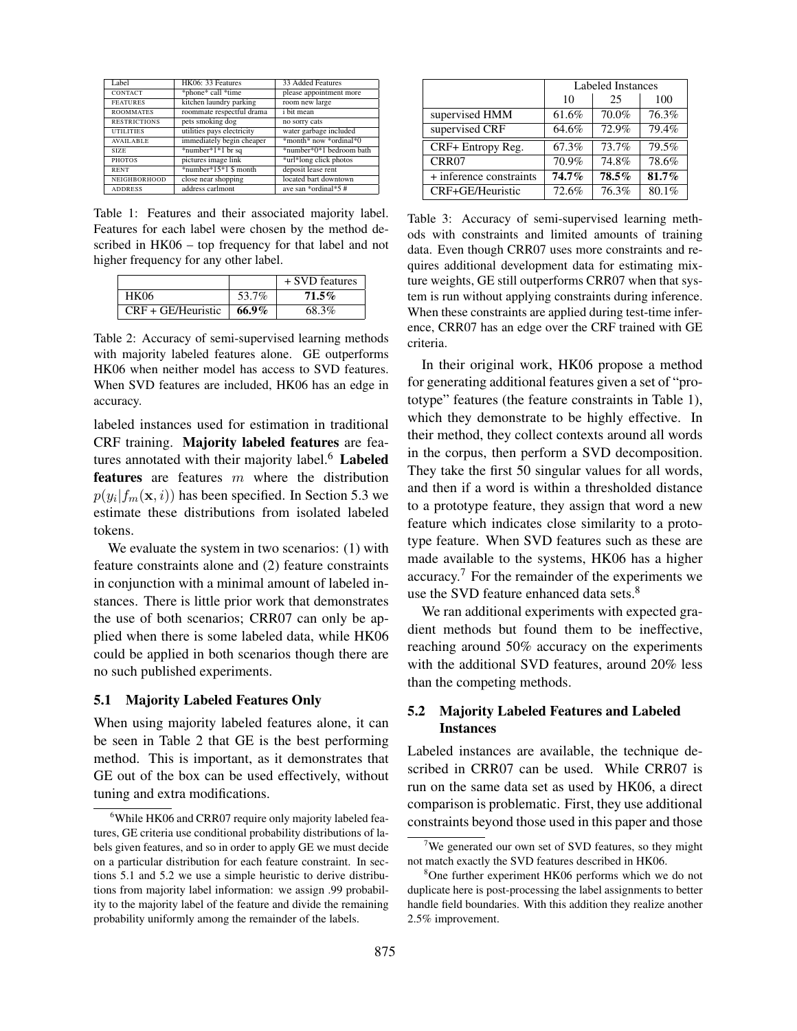| Label | HK06: 33 Features | 33 Added Features |
|---|---|---|
| CONTACT | *phone* call *time | please appointment more |
| FEATURES | kitchen laundry parking | room new large |
| ROOMMATES | roommate respectful drama | i bit mean |
| RESTRICTIONS | pets smoking dog | no sorry cats |
| UTILITIES | utilities pays electricity | water garbage included |
| AVAILABLE | immediately begin cheaper | *month* now *ordinal*0 |
| SIZE | *number*1*1 br sq | *number*0*1 bedroom bath |
| PHOTOS | pictures image link | *url*long click photos |
| RENT | *number*15*1 $ month | deposit lease rent |
| NEIGHBORHOOD | close near shopping | located bart downtown |
| ADDRESS | address carlmont | ave san *ordinal*5 # |

Table 1: Features and their associated majority label. Features for each label were chosen by the method described in HK06 – top frequency for that label and not higher frequency for any other label.

| | | + SVD features |
|---|---|---|
| HK06 | 53.7% | **71.5%** |
| CRF + GE/Heuristic | **66.9%** | 68.3% |

Table 2: Accuracy of semi-supervised learning methods with majority labeled features alone. GE outperforms HK06 when neither model has access to SVD features. When SVD features are included, HK06 has an edge in accuracy.

labeled instances used for estimation in traditional CRF training. **Majority labeled features** are features annotated with their majority label.[6] **Labeled features** are features $m$ where the distribution $p(y_i|f_m(\mathbf{x}, i))$ has been specified. In Section 5.3 we estimate these distributions from isolated labeled tokens.

We evaluate the system in two scenarios: (1) with feature constraints alone and (2) feature constraints in conjunction with a minimal amount of labeled instances. There is little prior work that demonstrates the use of both scenarios; CRR07 can only be applied when there is some labeled data, while HK06 could be applied in both scenarios though there are no such published experiments.

### 5.1 Majority Labeled Features Only

When using majority labeled features alone, it can be seen in Table 2 that GE is the best performing method. This is important, as it demonstrates that GE out of the box can be used effectively, without tuning and extra modifications.

[6] While HK06 and CRR07 require only majority labeled features, GE criteria use conditional probability distributions of labels given features, and so in order to apply GE we must decide on a particular distribution for each feature constraint. In sections 5.1 and 5.2 we use a simple heuristic to derive distributions from majority label information: we assign .99 probability to the majority label of the feature and divide the remaining probability uniformly among the remainder of the labels.

| | Labeled Instances | | |
|---|---|---|---|
| | 10 | 25 | 100 |
| supervised HMM | 61.6% | 70.0% | 76.3% |
| supervised CRF | 64.6% | 72.9% | 79.4% |
| CRF+ Entropy Reg. | 67.3% | 73.7% | 79.5% |
| CRR07 | 70.9% | 74.8% | 78.6% |
| + inference constraints | **74.7%** | **78.5%** | **81.7%** |
| CRF+GE/Heuristic | 72.6% | 76.3% | 80.1% |

Table 3: Accuracy of semi-supervised learning methods with constraints and limited amounts of training data. Even though CRR07 uses more constraints and requires additional development data for estimating mixture weights, GE still outperforms CRR07 when that system is run without applying constraints during inference. When these constraints are applied during test-time inference, CRR07 has an edge over the CRF trained with GE criteria.

In their original work, HK06 propose a method for generating additional features given a set of "prototype" features (the feature constraints in Table 1), which they demonstrate to be highly effective. In their method, they collect contexts around all words in the corpus, then perform a SVD decomposition. They take the first 50 singular values for all words, and then if a word is within a thresholded distance to a prototype feature, they assign that word a new feature which indicates close similarity to a prototype feature. When SVD features such as these are made available to the systems, HK06 has a higher accuracy.[7] For the remainder of the experiments we use the SVD feature enhanced data sets.[8]

We ran additional experiments with expected gradient methods but found them to be ineffective, reaching around 50% accuracy on the experiments with the additional SVD features, around 20% less than the competing methods.

### 5.2 Majority Labeled Features and Labeled Instances

Labeled instances are available, the technique described in CRR07 can be used. While CRR07 is run on the same data set as used by HK06, a direct comparison is problematic. First, they use additional constraints beyond those used in this paper and those

[7] We generated our own set of SVD features, so they might not match exactly the SVD features described in HK06.

[8] One further experiment HK06 performs which we do not duplicate here is post-processing the label assignments to better handle field boundaries. With this addition they realize another 2.5% improvement.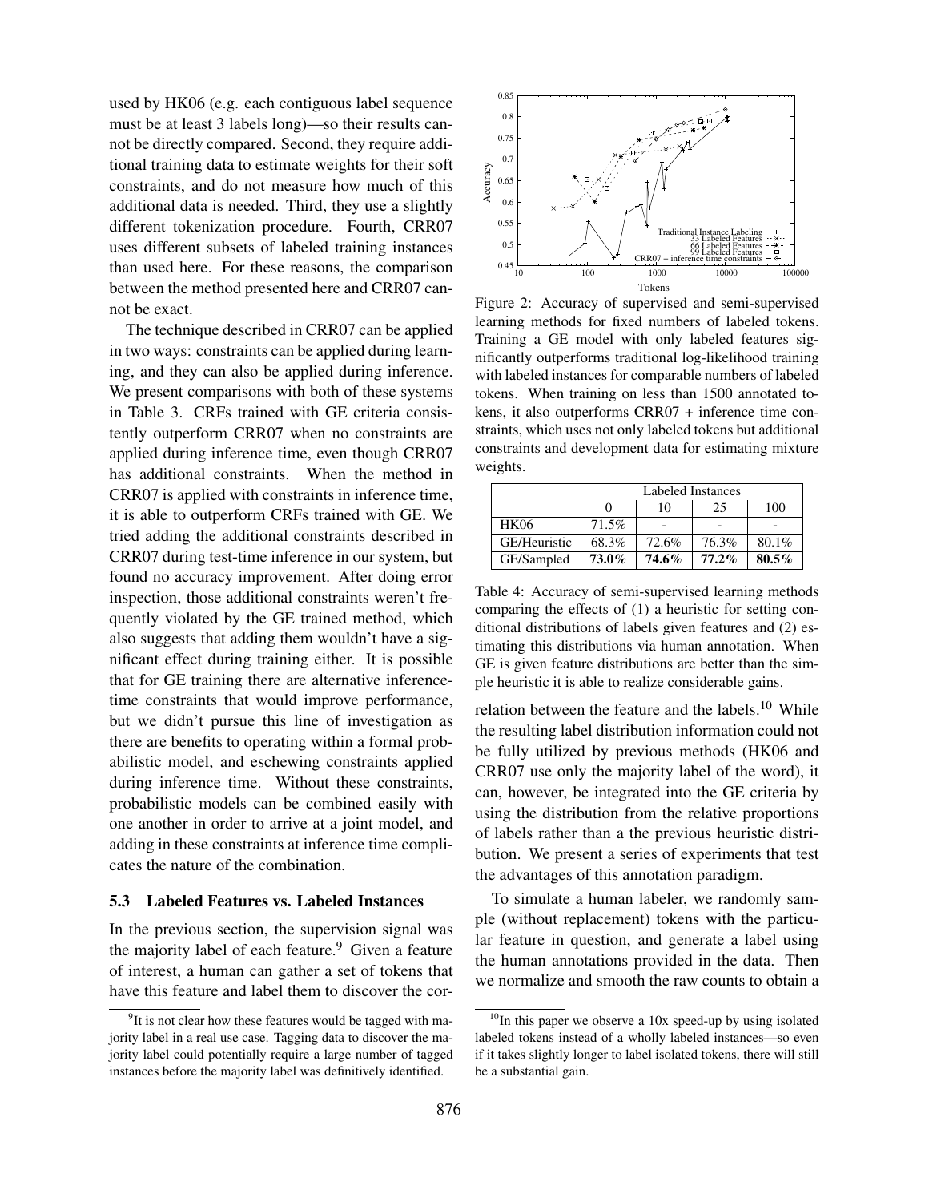used by HK06 (e.g. each contiguous label sequence must be at least 3 labels long)—so their results cannot be directly compared. Second, they require additional training data to estimate weights for their soft constraints, and do not measure how much of this additional data is needed. Third, they use a slightly different tokenization procedure. Fourth, CRR07 uses different subsets of labeled training instances than used here. For these reasons, the comparison between the method presented here and CRR07 cannot be exact.

The technique described in CRR07 can be applied in two ways: constraints can be applied during learning, and they can also be applied during inference. We present comparisons with both of these systems in Table 3. CRFs trained with GE criteria consistently outperform CRR07 when no constraints are applied during inference time, even though CRR07 has additional constraints. When the method in CRR07 is applied with constraints in inference time, it is able to outperform CRFs trained with GE. We tried adding the additional constraints described in CRR07 during test-time inference in our system, but found no accuracy improvement. After doing error inspection, those additional constraints weren't frequently violated by the GE trained method, which also suggests that adding them wouldn't have a significant effect during training either. It is possible that for GE training there are alternative inference-time constraints that would improve performance, but we didn't pursue this line of investigation as there are benefits to operating within a formal probabilistic model, and eschewing constraints applied during inference time. Without these constraints, probabilistic models can be combined easily with one another in order to arrive at a joint model, and adding in these constraints at inference time complicates the nature of the combination.

### 5.3 Labeled Features vs. Labeled Instances

In the previous section, the supervision signal was the majority label of each feature.[9] Given a feature of interest, a human can gather a set of tokens that have this feature and label them to discover the correlation between the feature and the labels.[10] While the resulting label distribution information could not be fully utilized by previous methods (HK06 and CRR07 use only the majority label of the word), it can, however, be integrated into the GE criteria by using the distribution from the relative proportions of labels rather than a the previous heuristic distribution. We present a series of experiments that test the advantages of this annotation paradigm.

To simulate a human labeler, we randomly sample (without replacement) tokens with the particular feature in question, and generate a label using the human annotations provided in the data. Then we normalize and smooth the raw counts to obtain a

Figure 2: Accuracy of supervised and semi-supervised learning methods for fixed numbers of labeled tokens. Training a GE model with only labeled features significantly outperforms traditional log-likelihood training with labeled instances for comparable numbers of labeled tokens. When training on less than 1500 annotated tokens, it also outperforms CRR07 + inference time constraints, which uses not only labeled tokens but additional constraints and development data for estimating mixture weights.

| | Labeled Instances | | | |
|---|---|---|---|---|
| | 0 | 10 | 25 | 100 |
| HK06 | 71.5% | - | - | - |
| GE/Heuristic | 68.3% | 72.6% | 76.3% | 80.1% |
| GE/Sampled | **73.0%** | **74.6%** | **77.2%** | **80.5%** |

Table 4: Accuracy of semi-supervised learning methods comparing the effects of (1) a heuristic for setting conditional distributions of labels given features and (2) estimating this distributions via human annotation. When GE is given feature distributions are better than the simple heuristic it is able to realize considerable gains.

[9] It is not clear how these features would be tagged with majority label in a real use case. Tagging data to discover the majority label could potentially require a large number of tagged instances before the majority label was definitively identified.

[10] In this paper we observe a 10x speed-up by using isolated labeled tokens instead of a wholly labeled instances—so even if it takes slightly longer to label isolated tokens, there will still be a substantial gain.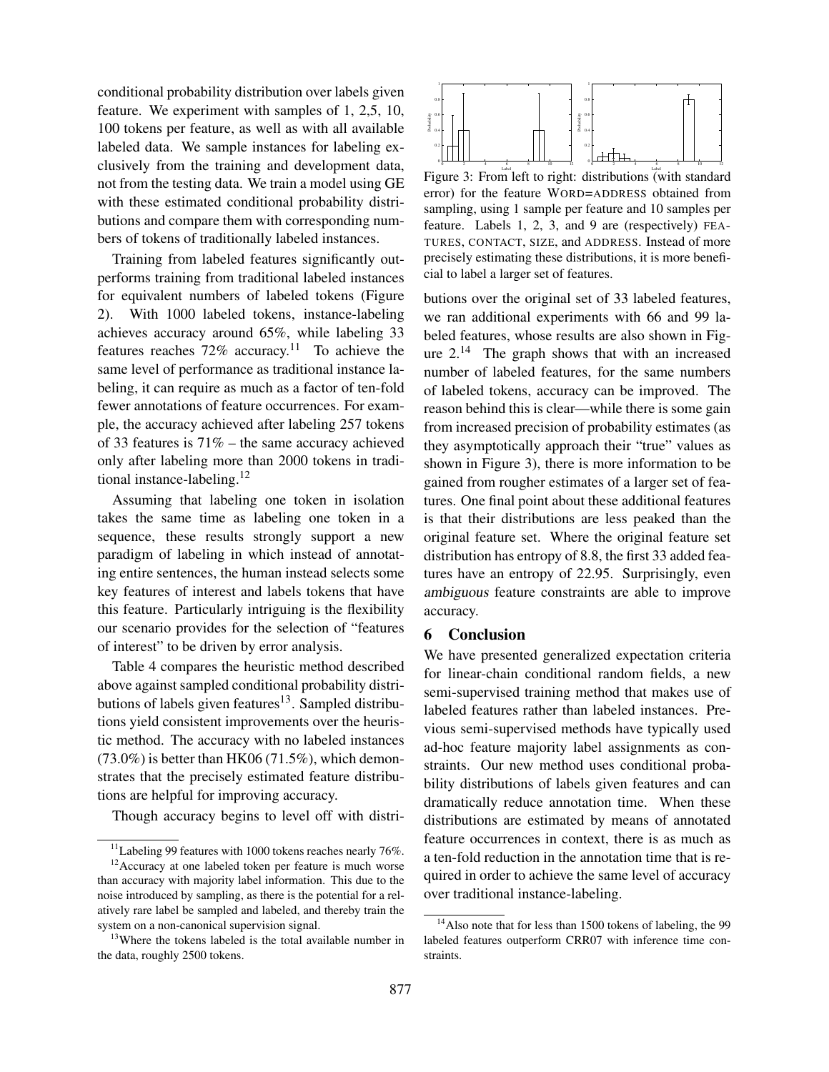conditional probability distribution over labels given feature. We experiment with samples of 1, 2,5, 10, 100 tokens per feature, as well as with all available labeled data. We sample instances for labeling exclusively from the training and development data, not from the testing data. We train a model using GE with these estimated conditional probability distributions and compare them with corresponding numbers of tokens of traditionally labeled instances.

Training from labeled features significantly outperforms training from traditional labeled instances for equivalent numbers of labeled tokens (Figure 2). With 1000 labeled tokens, instance-labeling achieves accuracy around 65%, while labeling 33 features reaches 72% accuracy.[11] To achieve the same level of performance as traditional instance labeling, it can require as much as a factor of ten-fold fewer annotations of feature occurrences. For example, the accuracy achieved after labeling 257 tokens of 33 features is 71% – the same accuracy achieved only after labeling more than 2000 tokens in traditional instance-labeling.[12]

Assuming that labeling one token in isolation takes the same time as labeling one token in a sequence, these results strongly support a new paradigm of labeling in which instead of annotating entire sentences, the human instead selects some key features of interest and labels tokens that have this feature. Particularly intriguing is the flexibility our scenario provides for the selection of "features of interest" to be driven by error analysis.

Table 4 compares the heuristic method described above against sampled conditional probability distributions of labels given features[13]. Sampled distributions yield consistent improvements over the heuristic method. The accuracy with no labeled instances (73.0%) is better than HK06 (71.5%), which demonstrates that the precisely estimated feature distributions are helpful for improving accuracy.

Though accuracy begins to level off with distributions over the original set of 33 labeled features, we ran additional experiments with 66 and 99 labeled features, whose results are also shown in Figure 2.[14] The graph shows that with an increased number of labeled features, for the same numbers of labeled tokens, accuracy can be improved. The reason behind this is clear—while there is some gain from increased precision of probability estimates (as they asymptotically approach their "true" values as shown in Figure 3), there is more information to be gained from rougher estimates of a larger set of features. One final point about these additional features is that their distributions are less peaked than the original feature set. Where the original feature set distribution has entropy of 8.8, the first 33 added features have an entropy of 22.95. Surprisingly, even *ambiguous* feature constraints are able to improve accuracy.

Figure 3: From left to right: distributions (with standard error) for the feature WORD=ADDRESS obtained from sampling, using 1 sample per feature and 10 samples per feature. Labels 1, 2, 3, and 9 are (respectively) FEATURES, CONTACT, SIZE, and ADDRESS. Instead of more precisely estimating these distributions, it is more beneficial to label a larger set of features.

## 6 Conclusion

We have presented generalized expectation criteria for linear-chain conditional random fields, a new semi-supervised training method that makes use of labeled features rather than labeled instances. Previous semi-supervised methods have typically used ad-hoc feature majority label assignments as constraints. Our new method uses conditional probability distributions of labels given features and can dramatically reduce annotation time. When these distributions are estimated by means of annotated feature occurrences in context, there is as much as a ten-fold reduction in the annotation time that is required in order to achieve the same level of accuracy over traditional instance-labeling.

---

[11] Labeling 99 features with 1000 tokens reaches nearly 76%.

[12] Accuracy at one labeled token per feature is much worse than accuracy with majority label information. This due to the noise introduced by sampling, as there is the potential for a relatively rare label be sampled and labeled, and thereby train the system on a non-canonical supervision signal.

[13] Where the tokens labeled is the total available number in the data, roughly 2500 tokens.

[14] Also note that for less than 1500 tokens of labeling, the 99 labeled features outperform CRR07 with inference time constraints.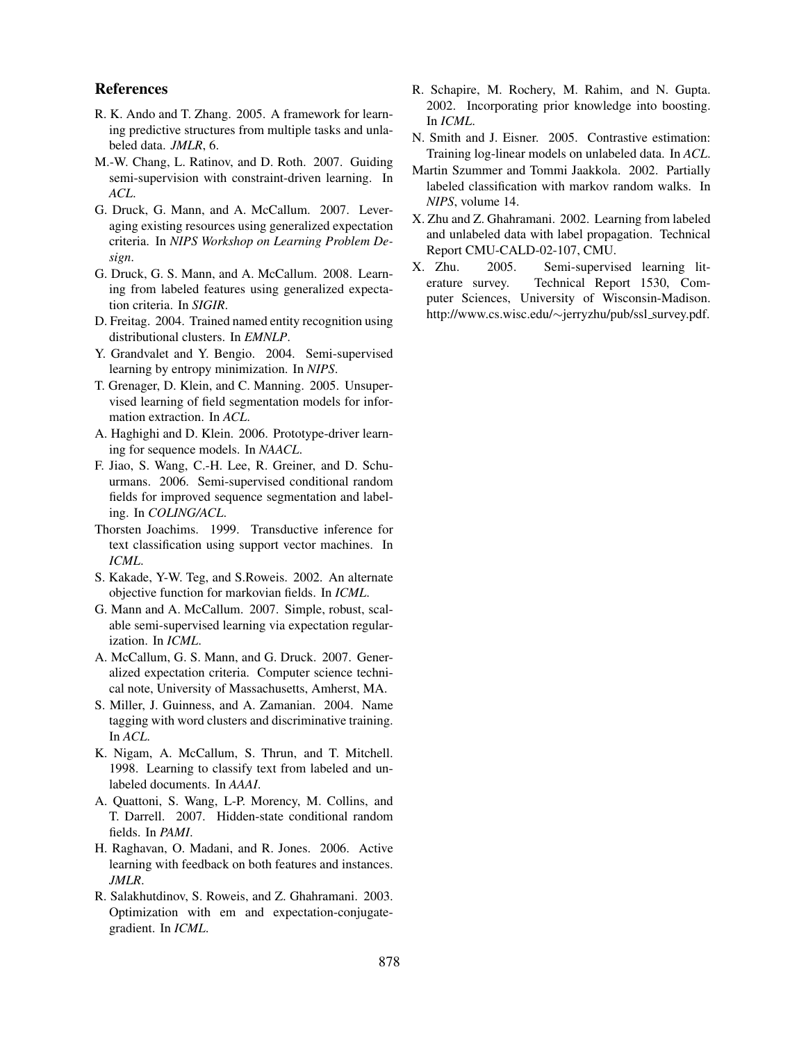## References

R. K. Ando and T. Zhang. 2005. A framework for learning predictive structures from multiple tasks and unlabeled data. *JMLR*, 6.

M.-W. Chang, L. Ratinov, and D. Roth. 2007. Guiding semi-supervision with constraint-driven learning. In *ACL*.

G. Druck, G. Mann, and A. McCallum. 2007. Leveraging existing resources using generalized expectation criteria. In *NIPS Workshop on Learning Problem Design*.

G. Druck, G. S. Mann, and A. McCallum. 2008. Learning from labeled features using generalized expectation criteria. In *SIGIR*.

D. Freitag. 2004. Trained named entity recognition using distributional clusters. In *EMNLP*.

Y. Grandvalet and Y. Bengio. 2004. Semi-supervised learning by entropy minimization. In *NIPS*.

T. Grenager, D. Klein, and C. Manning. 2005. Unsupervised learning of field segmentation models for information extraction. In *ACL*.

A. Haghighi and D. Klein. 2006. Prototype-driver learning for sequence models. In *NAACL*.

F. Jiao, S. Wang, C.-H. Lee, R. Greiner, and D. Schuurmans. 2006. Semi-supervised conditional random fields for improved sequence segmentation and labeling. In *COLING/ACL*.

Thorsten Joachims. 1999. Transductive inference for text classification using support vector machines. In *ICML*.

S. Kakade, Y-W. Teg, and S.Roweis. 2002. An alternate objective function for markovian fields. In *ICML*.

G. Mann and A. McCallum. 2007. Simple, robust, scalable semi-supervised learning via expectation regularization. In *ICML*.

A. McCallum, G. S. Mann, and G. Druck. 2007. Generalized expectation criteria. Computer science technical note, University of Massachusetts, Amherst, MA.

S. Miller, J. Guinness, and A. Zamanian. 2004. Name tagging with word clusters and discriminative training. In *ACL*.

K. Nigam, A. McCallum, S. Thrun, and T. Mitchell. 1998. Learning to classify text from labeled and unlabeled documents. In *AAAI*.

A. Quattoni, S. Wang, L-P. Morency, M. Collins, and T. Darrell. 2007. Hidden-state conditional random fields. In *PAMI*.

H. Raghavan, O. Madani, and R. Jones. 2006. Active learning with feedback on both features and instances. *JMLR*.

R. Salakhutdinov, S. Roweis, and Z. Ghahramani. 2003. Optimization with em and expectation-conjugate-gradient. In *ICML*.

R. Schapire, M. Rochery, M. Rahim, and N. Gupta. 2002. Incorporating prior knowledge into boosting. In *ICML*.

N. Smith and J. Eisner. 2005. Contrastive estimation: Training log-linear models on unlabeled data. In *ACL*.

Martin Szummer and Tommi Jaakkola. 2002. Partially labeled classification with markov random walks. In *NIPS*, volume 14.

X. Zhu and Z. Ghahramani. 2002. Learning from labeled and unlabeled data with label propagation. Technical Report CMU-CALD-02-107, CMU.

X. Zhu. 2005. Semi-supervised learning literature survey. Technical Report 1530, Computer Sciences, University of Wisconsin-Madison. http://www.cs.wisc.edu/∼jerryzhu/pub/ssl_survey.pdf.